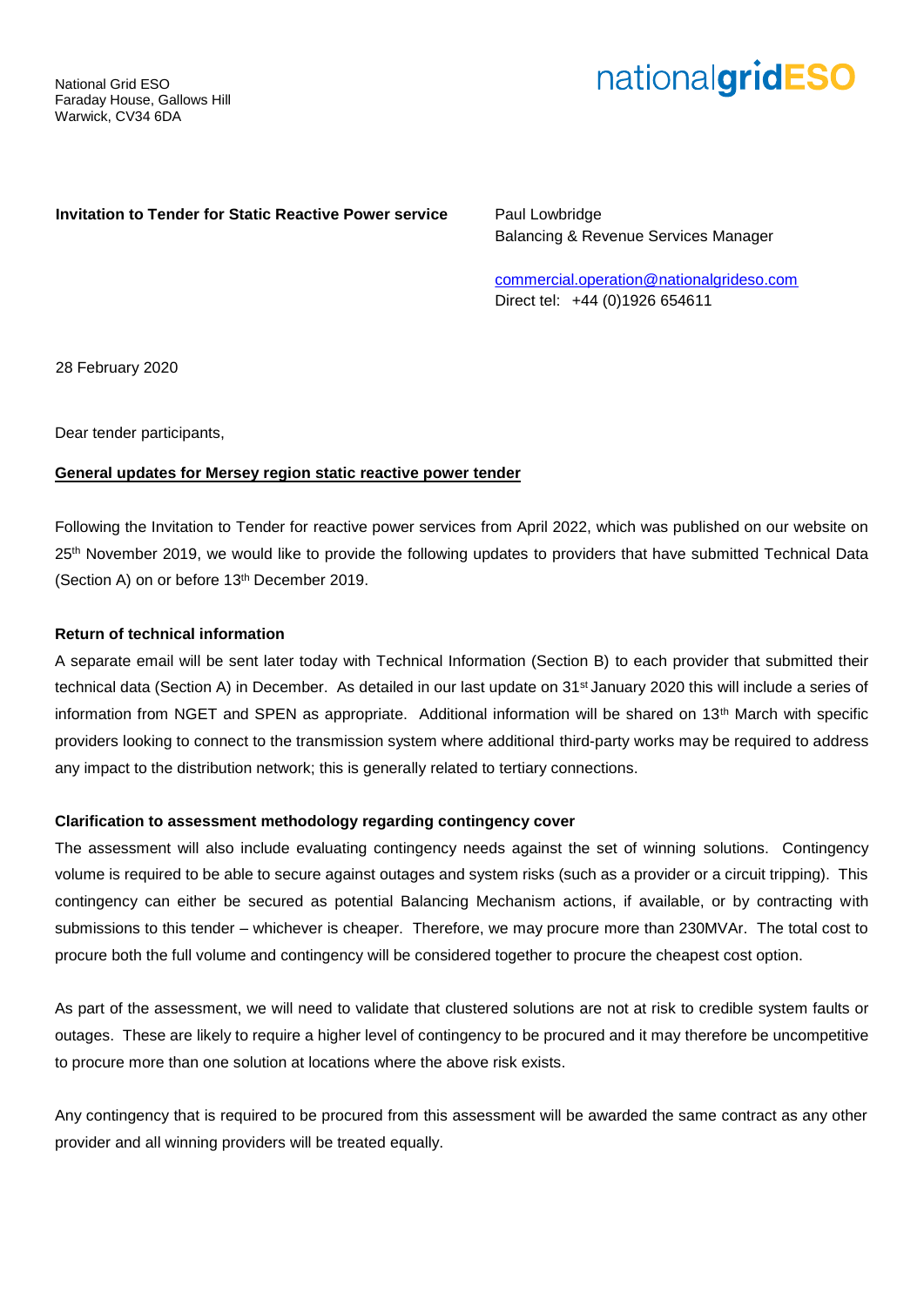National Grid ESO
Faraday House, Gallows Hill
Warwick, CV34 6DA

nationalgridESO

**Invitation to Tender for Static Reactive Power service**

Paul Lowbridge
Balancing & Revenue Services Manager

commercial.operation@nationalgrideso.com
Direct tel: +44 (0)1926 654611

28 February 2020

Dear tender participants,

**General updates for Mersey region static reactive power tender**

Following the Invitation to Tender for reactive power services from April 2022, which was published on our website on 25th November 2019, we would like to provide the following updates to providers that have submitted Technical Data (Section A) on or before 13th December 2019.

**Return of technical information**

A separate email will be sent later today with Technical Information (Section B) to each provider that submitted their technical data (Section A) in December. As detailed in our last update on 31st January 2020 this will include a series of information from NGET and SPEN as appropriate. Additional information will be shared on 13th March with specific providers looking to connect to the transmission system where additional third-party works may be required to address any impact to the distribution network; this is generally related to tertiary connections.

**Clarification to assessment methodology regarding contingency cover**

The assessment will also include evaluating contingency needs against the set of winning solutions. Contingency volume is required to be able to secure against outages and system risks (such as a provider or a circuit tripping). This contingency can either be secured as potential Balancing Mechanism actions, if available, or by contracting with submissions to this tender – whichever is cheaper. Therefore, we may procure more than 230MVAr. The total cost to procure both the full volume and contingency will be considered together to procure the cheapest cost option.

As part of the assessment, we will need to validate that clustered solutions are not at risk to credible system faults or outages. These are likely to require a higher level of contingency to be procured and it may therefore be uncompetitive to procure more than one solution at locations where the above risk exists.

Any contingency that is required to be procured from this assessment will be awarded the same contract as any other provider and all winning providers will be treated equally.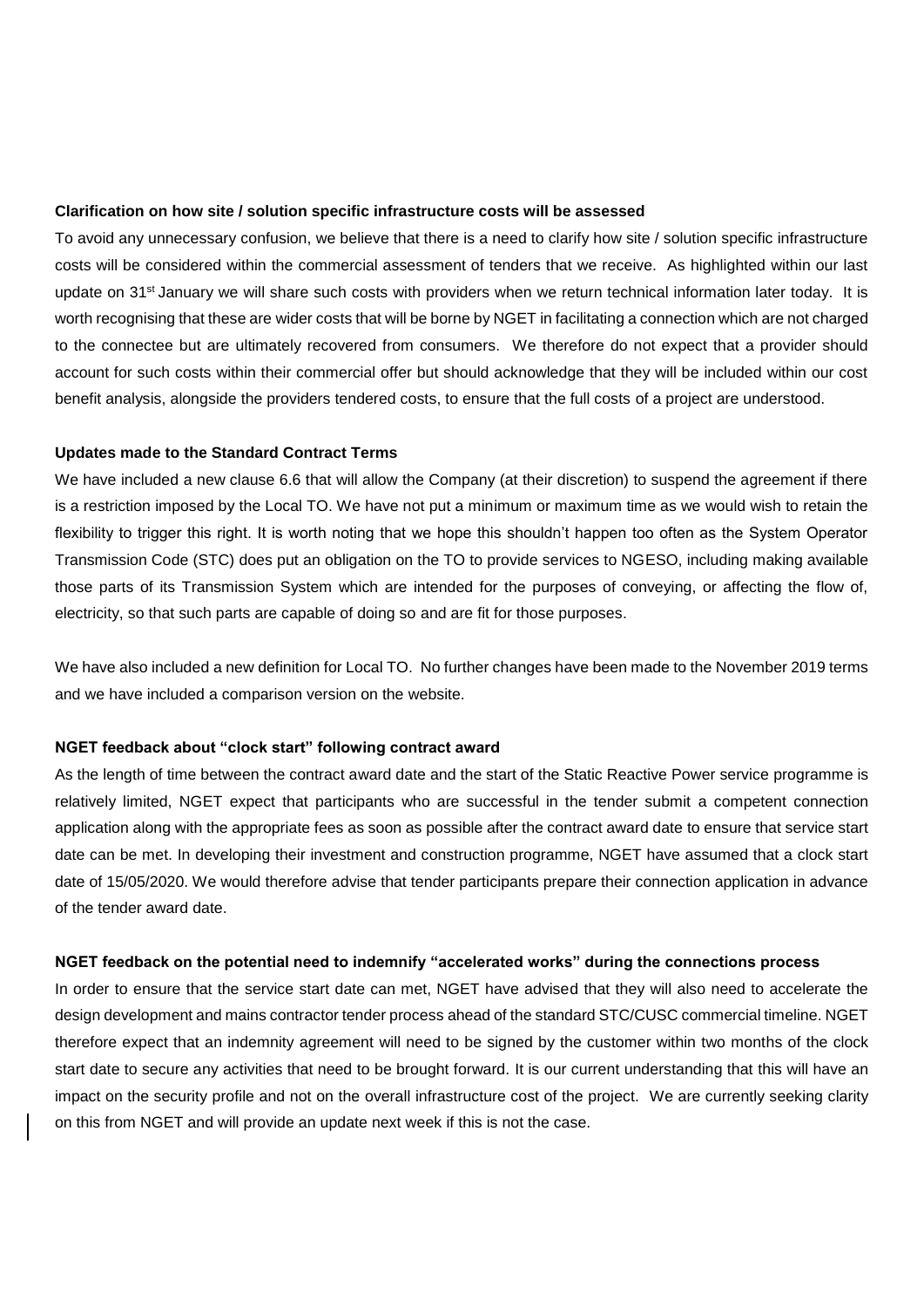**Clarification on how site / solution specific infrastructure costs will be assessed**

To avoid any unnecessary confusion, we believe that there is a need to clarify how site / solution specific infrastructure costs will be considered within the commercial assessment of tenders that we receive. As highlighted within our last update on 31st January we will share such costs with providers when we return technical information later today. It is worth recognising that these are wider costs that will be borne by NGET in facilitating a connection which are not charged to the connectee but are ultimately recovered from consumers. We therefore do not expect that a provider should account for such costs within their commercial offer but should acknowledge that they will be included within our cost benefit analysis, alongside the providers tendered costs, to ensure that the full costs of a project are understood.

**Updates made to the Standard Contract Terms**

We have included a new clause 6.6 that will allow the Company (at their discretion) to suspend the agreement if there is a restriction imposed by the Local TO. We have not put a minimum or maximum time as we would wish to retain the flexibility to trigger this right. It is worth noting that we hope this shouldn't happen too often as the System Operator Transmission Code (STC) does put an obligation on the TO to provide services to NGESO, including making available those parts of its Transmission System which are intended for the purposes of conveying, or affecting the flow of, electricity, so that such parts are capable of doing so and are fit for those purposes.

We have also included a new definition for Local TO. No further changes have been made to the November 2019 terms and we have included a comparison version on the website.

**NGET feedback about "clock start" following contract award**

As the length of time between the contract award date and the start of the Static Reactive Power service programme is relatively limited, NGET expect that participants who are successful in the tender submit a competent connection application along with the appropriate fees as soon as possible after the contract award date to ensure that service start date can be met. In developing their investment and construction programme, NGET have assumed that a clock start date of 15/05/2020. We would therefore advise that tender participants prepare their connection application in advance of the tender award date.

**NGET feedback on the potential need to indemnify "accelerated works" during the connections process**

In order to ensure that the service start date can met, NGET have advised that they will also need to accelerate the design development and mains contractor tender process ahead of the standard STC/CUSC commercial timeline. NGET therefore expect that an indemnity agreement will need to be signed by the customer within two months of the clock start date to secure any activities that need to be brought forward. It is our current understanding that this will have an impact on the security profile and not on the overall infrastructure cost of the project. We are currently seeking clarity on this from NGET and will provide an update next week if this is not the case.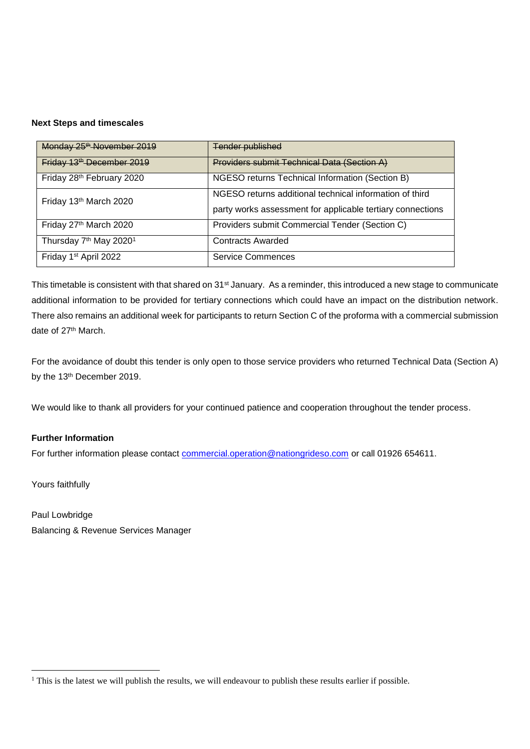**Next Steps and timescales**

| | |
|---|---|
| ~~Monday 25th November 2019~~ | ~~Tender published~~ |
| ~~Friday 13th December 2019~~ | ~~Providers submit Technical Data (Section A)~~ |
| Friday 28th February 2020 | NGESO returns Technical Information (Section B) |
| Friday 13th March 2020 | NGESO returns additional technical information of third party works assessment for applicable tertiary connections |
| Friday 27th March 2020 | Providers submit Commercial Tender (Section C) |
| Thursday 7th May 2020[1] | Contracts Awarded |
| Friday 1st April 2022 | Service Commences |

This timetable is consistent with that shared on 31st January. As a reminder, this introduced a new stage to communicate additional information to be provided for tertiary connections which could have an impact on the distribution network. There also remains an additional week for participants to return Section C of the proforma with a commercial submission date of 27th March.

For the avoidance of doubt this tender is only open to those service providers who returned Technical Data (Section A) by the 13th December 2019.

We would like to thank all providers for your continued patience and cooperation throughout the tender process.

**Further Information**

For further information please contact commercial.operation@nationgrideso.com or call 01926 654611.

Yours faithfully

Paul Lowbridge
Balancing & Revenue Services Manager

[1] This is the latest we will publish the results, we will endeavour to publish these results earlier if possible.